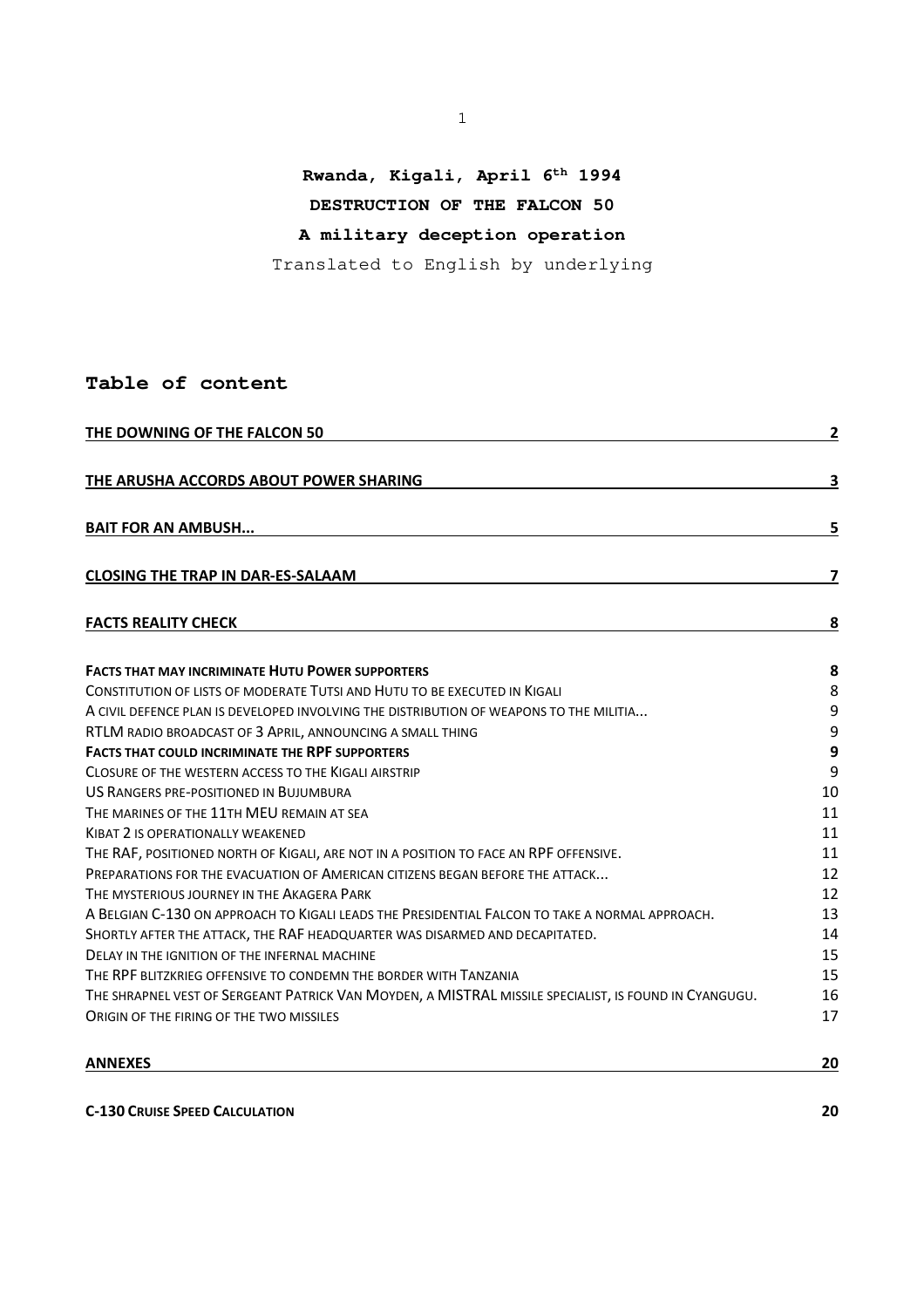**Rwanda, Kigali, April 6th 1994**

**DESTRUCTION OF THE FALCON 50**

**A military deception operation**

Translated to English by underlying

## Table of content

| | |
|---|---|
| **THE DOWNING OF THE FALCON 50** | **2** |
| **THE ARUSHA ACCORDS ABOUT POWER SHARING** | **3** |
| **BAIT FOR AN AMBUSH...** | **5** |
| **CLOSING THE TRAP IN DAR-ES-SALAAM** | **7** |
| **FACTS REALITY CHECK** | **8** |
| **FACTS THAT MAY INCRIMINATE HUTU POWER SUPPORTERS** | **8** |
| CONSTITUTION OF LISTS OF MODERATE TUTSI AND HUTU TO BE EXECUTED IN KIGALI | 8 |
| A CIVIL DEFENCE PLAN IS DEVELOPED INVOLVING THE DISTRIBUTION OF WEAPONS TO THE MILITIA... | 9 |
| RTLM RADIO BROADCAST OF 3 APRIL, ANNOUNCING A SMALL THING | 9 |
| **FACTS THAT COULD INCRIMINATE THE RPF SUPPORTERS** | **9** |
| CLOSURE OF THE WESTERN ACCESS TO THE KIGALI AIRSTRIP | 9 |
| US RANGERS PRE-POSITIONED IN BUJUMBURA | 10 |
| THE MARINES OF THE 11TH MEU REMAIN AT SEA | 11 |
| KIBAT 2 IS OPERATIONALLY WEAKENED | 11 |
| THE RAF, POSITIONED NORTH OF KIGALI, ARE NOT IN A POSITION TO FACE AN RPF OFFENSIVE. | 11 |
| PREPARATIONS FOR THE EVACUATION OF AMERICAN CITIZENS BEGAN BEFORE THE ATTACK... | 12 |
| THE MYSTERIOUS JOURNEY IN THE AKAGERA PARK | 12 |
| A BELGIAN C-130 ON APPROACH TO KIGALI LEADS THE PRESIDENTIAL FALCON TO TAKE A NORMAL APPROACH. | 13 |
| SHORTLY AFTER THE ATTACK, THE RAF HEADQUARTER WAS DISARMED AND DECAPITATED. | 14 |
| DELAY IN THE IGNITION OF THE INFERNAL MACHINE | 15 |
| THE RPF BLITZKRIEG OFFENSIVE TO CONDEMN THE BORDER WITH TANZANIA | 15 |
| THE SHRAPNEL VEST OF SERGEANT PATRICK VAN MOYDEN, A MISTRAL MISSILE SPECIALIST, IS FOUND IN CYANGUGU. | 16 |
| ORIGIN OF THE FIRING OF THE TWO MISSILES | 17 |
| **ANNEXES** | **20** |
| **C-130 CRUISE SPEED CALCULATION** | **20** |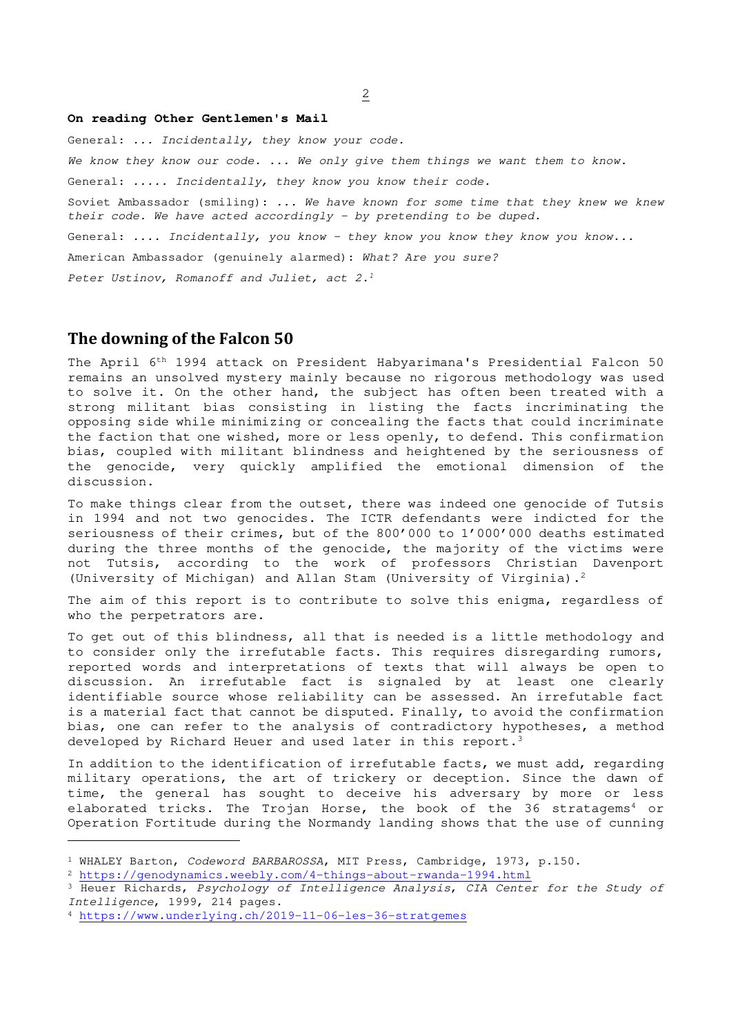**On reading Other Gentlemen's Mail**

General: *... Incidentally, they know your code.*

*We know they know our code. ... We only give them things we want them to know.*

General: *..... Incidentally, they know you know their code.*

Soviet Ambassador (smiling): *... We have known for some time that they knew we knew their code. We have acted accordingly – by pretending to be duped.*

General: *.... Incidentally, you know – they know you know they know you know...*

American Ambassador (genuinely alarmed): *What? Are you sure?*

*Peter Ustinov, Romanoff and Juliet, act 2.*[1]

## The downing of the Falcon 50

The April 6th 1994 attack on President Habyarimana's Presidential Falcon 50 remains an unsolved mystery mainly because no rigorous methodology was used to solve it. On the other hand, the subject has often been treated with a strong militant bias consisting in listing the facts incriminating the opposing side while minimizing or concealing the facts that could incriminate the faction that one wished, more or less openly, to defend. This confirmation bias, coupled with militant blindness and heightened by the seriousness of the genocide, very quickly amplified the emotional dimension of the discussion.

To make things clear from the outset, there was indeed one genocide of Tutsis in 1994 and not two genocides. The ICTR defendants were indicted for the seriousness of their crimes, but of the 800'000 to 1'000'000 deaths estimated during the three months of the genocide, the majority of the victims were not Tutsis, according to the work of professors Christian Davenport (University of Michigan) and Allan Stam (University of Virginia).[2]

The aim of this report is to contribute to solve this enigma, regardless of who the perpetrators are.

To get out of this blindness, all that is needed is a little methodology and to consider only the irrefutable facts. This requires disregarding rumors, reported words and interpretations of texts that will always be open to discussion. An irrefutable fact is signaled by at least one clearly identifiable source whose reliability can be assessed. An irrefutable fact is a material fact that cannot be disputed. Finally, to avoid the confirmation bias, one can refer to the analysis of contradictory hypotheses, a method developed by Richard Heuer and used later in this report.[3]

In addition to the identification of irrefutable facts, we must add, regarding military operations, the art of trickery or deception. Since the dawn of time, the general has sought to deceive his adversary by more or less elaborated tricks. The Trojan Horse, the book of the 36 stratagems[4] or Operation Fortitude during the Normandy landing shows that the use of cunning

---

[1] WHALEY Barton, *Codeword BARBAROSSA*, MIT Press, Cambridge, 1973, p.150.

[2] https://genodynamics.weebly.com/4-things-about-rwanda-1994.html

[3] Heuer Richards, *Psychology of Intelligence Analysis*, *CIA Center for the Study of Intelligence*, 1999, 214 pages.

[4] https://www.underlying.ch/2019-11-06-les-36-stratgemes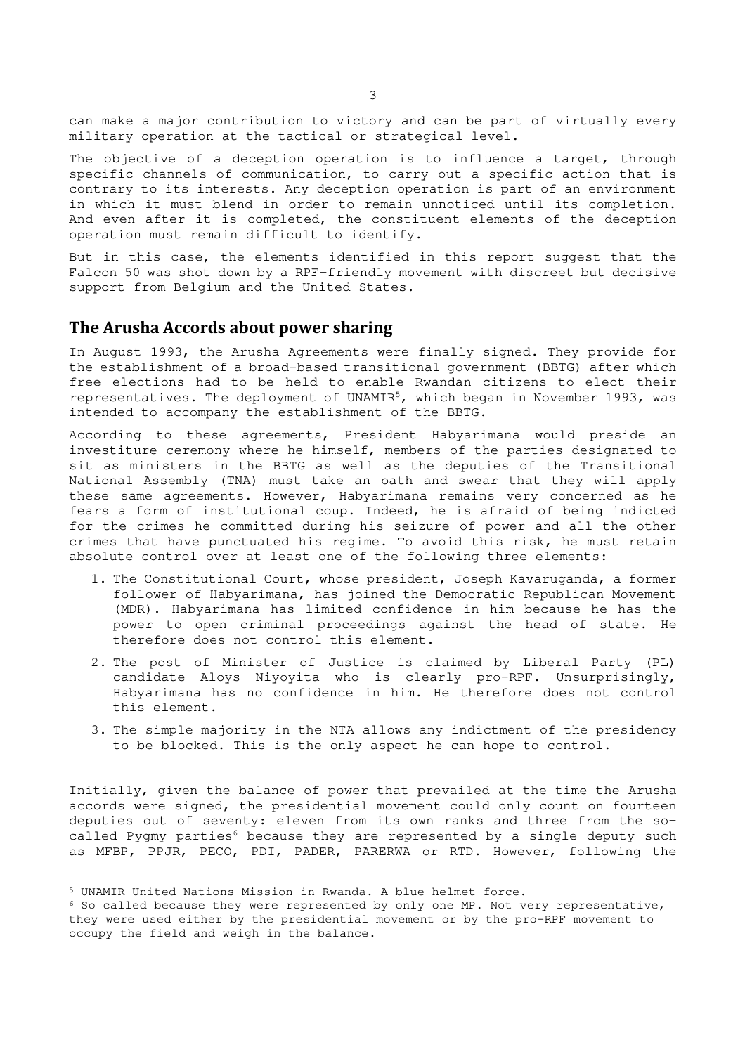can make a major contribution to victory and can be part of virtually every military operation at the tactical or strategical level.

The objective of a deception operation is to influence a target, through specific channels of communication, to carry out a specific action that is contrary to its interests. Any deception operation is part of an environment in which it must blend in order to remain unnoticed until its completion. And even after it is completed, the constituent elements of the deception operation must remain difficult to identify.

But in this case, the elements identified in this report suggest that the Falcon 50 was shot down by a RPF-friendly movement with discreet but decisive support from Belgium and the United States.

## The Arusha Accords about power sharing

In August 1993, the Arusha Agreements were finally signed. They provide for the establishment of a broad-based transitional government (BBTG) after which free elections had to be held to enable Rwandan citizens to elect their representatives. The deployment of UNAMIR[5], which began in November 1993, was intended to accompany the establishment of the BBTG.

According to these agreements, President Habyarimana would preside an investiture ceremony where he himself, members of the parties designated to sit as ministers in the BBTG as well as the deputies of the Transitional National Assembly (TNA) must take an oath and swear that they will apply these same agreements. However, Habyarimana remains very concerned as he fears a form of institutional coup. Indeed, he is afraid of being indicted for the crimes he committed during his seizure of power and all the other crimes that have punctuated his regime. To avoid this risk, he must retain absolute control over at least one of the following three elements:

1. The Constitutional Court, whose president, Joseph Kavaruganda, a former follower of Habyarimana, has joined the Democratic Republican Movement (MDR). Habyarimana has limited confidence in him because he has the power to open criminal proceedings against the head of state. He therefore does not control this element.
2. The post of Minister of Justice is claimed by Liberal Party (PL) candidate Aloys Niyoyita who is clearly pro-RPF. Unsurprisingly, Habyarimana has no confidence in him. He therefore does not control this element.
3. The simple majority in the NTA allows any indictment of the presidency to be blocked. This is the only aspect he can hope to control.

Initially, given the balance of power that prevailed at the time the Arusha accords were signed, the presidential movement could only count on fourteen deputies out of seventy: eleven from its own ranks and three from the so-called Pygmy parties[6] because they are represented by a single deputy such as MFBP, PPJR, PECO, PDI, PADER, PARERWA or RTD. However, following the

[5] UNAMIR United Nations Mission in Rwanda. A blue helmet force.

[6] So called because they were represented by only one MP. Not very representative, they were used either by the presidential movement or by the pro-RPF movement to occupy the field and weigh in the balance.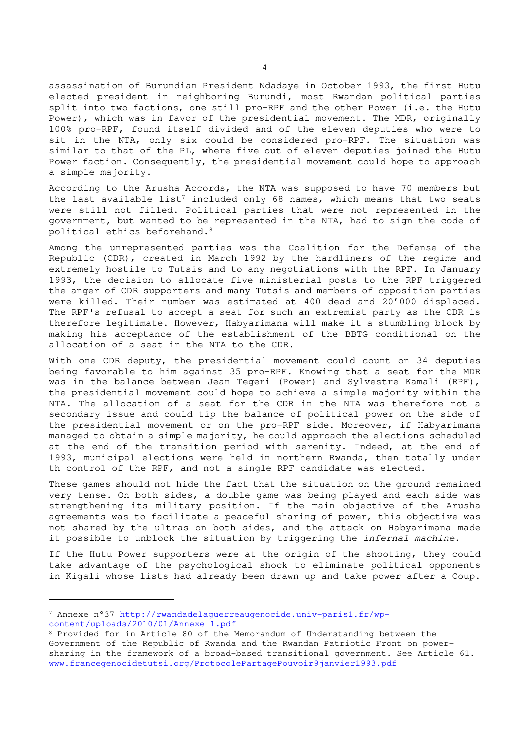assassination of Burundian President Ndadaye in October 1993, the first Hutu elected president in neighboring Burundi, most Rwandan political parties split into two factions, one still pro-RPF and the other Power (i.e. the Hutu Power), which was in favor of the presidential movement. The MDR, originally 100% pro-RPF, found itself divided and of the eleven deputies who were to sit in the NTA, only six could be considered pro-RPF. The situation was similar to that of the PL, where five out of eleven deputies joined the Hutu Power faction. Consequently, the presidential movement could hope to approach a simple majority.

According to the Arusha Accords, the NTA was supposed to have 70 members but the last available list[7] included only 68 names, which means that two seats were still not filled. Political parties that were not represented in the government, but wanted to be represented in the NTA, had to sign the code of political ethics beforehand.[8]

Among the unrepresented parties was the Coalition for the Defense of the Republic (CDR), created in March 1992 by the hardliners of the regime and extremely hostile to Tutsis and to any negotiations with the RPF. In January 1993, the decision to allocate five ministerial posts to the RPF triggered the anger of CDR supporters and many Tutsis and members of opposition parties were killed. Their number was estimated at 400 dead and 20'000 displaced. The RPF's refusal to accept a seat for such an extremist party as the CDR is therefore legitimate. However, Habyarimana will make it a stumbling block by making his acceptance of the establishment of the BBTG conditional on the allocation of a seat in the NTA to the CDR.

With one CDR deputy, the presidential movement could count on 34 deputies being favorable to him against 35 pro-RPF. Knowing that a seat for the MDR was in the balance between Jean Tegeri (Power) and Sylvestre Kamali (RPF), the presidential movement could hope to achieve a simple majority within the NTA. The allocation of a seat for the CDR in the NTA was therefore not a secondary issue and could tip the balance of political power on the side of the presidential movement or on the pro-RPF side. Moreover, if Habyarimana managed to obtain a simple majority, he could approach the elections scheduled at the end of the transition period with serenity. Indeed, at the end of 1993, municipal elections were held in northern Rwanda, then totally under th control of the RPF, and not a single RPF candidate was elected.

These games should not hide the fact that the situation on the ground remained very tense. On both sides, a double game was being played and each side was strengthening its military position. If the main objective of the Arusha agreements was to facilitate a peaceful sharing of power, this objective was not shared by the ultras on both sides, and the attack on Habyarimana made it possible to unblock the situation by triggering the *infernal machine*.

If the Hutu Power supporters were at the origin of the shooting, they could take advantage of the psychological shock to eliminate political opponents in Kigali whose lists had already been drawn up and take power after a Coup.

---

[7] Annexe n°37 http://rwandadelaguerreaugenocide.univ-paris1.fr/wp-content/uploads/2010/01/Annexe_1.pdf

[8] Provided for in Article 80 of the Memorandum of Understanding between the Government of the Republic of Rwanda and the Rwandan Patriotic Front on power-sharing in the framework of a broad-based transitional government. See Article 61. www.francegenocidetutsi.org/ProtocolePartagePouvoir9janvier1993.pdf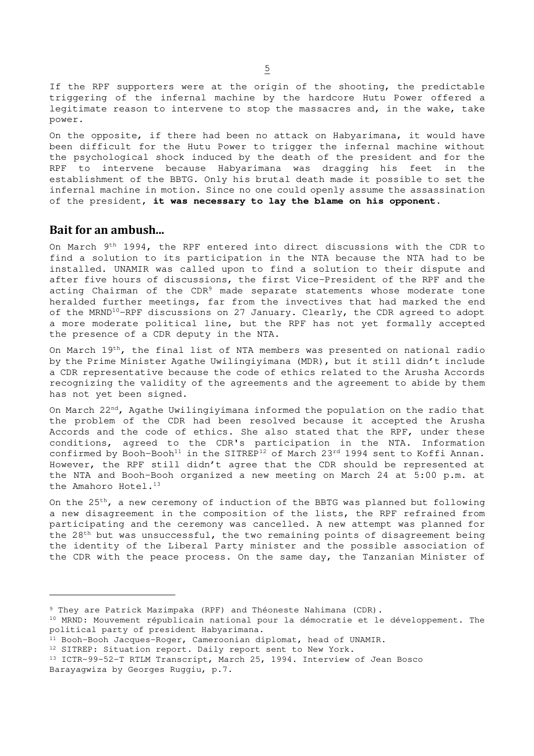If the RPF supporters were at the origin of the shooting, the predictable triggering of the infernal machine by the hardcore Hutu Power offered a legitimate reason to intervene to stop the massacres and, in the wake, take power.

On the opposite, if there had been no attack on Habyarimana, it would have been difficult for the Hutu Power to trigger the infernal machine without the psychological shock induced by the death of the president and for the RPF to intervene because Habyarimana was dragging his feet in the establishment of the BBTG. Only his brutal death made it possible to set the infernal machine in motion. Since no one could openly assume the assassination of the president, **it was necessary to lay the blame on his opponent.**

## Bait for an ambush...

On March 9th 1994, the RPF entered into direct discussions with the CDR to find a solution to its participation in the NTA because the NTA had to be installed. UNAMIR was called upon to find a solution to their dispute and after five hours of discussions, the first Vice-President of the RPF and the acting Chairman of the CDR[9] made separate statements whose moderate tone heralded further meetings, far from the invectives that had marked the end of the MRND[10]-RPF discussions on 27 January. Clearly, the CDR agreed to adopt a more moderate political line, but the RPF has not yet formally accepted the presence of a CDR deputy in the NTA.

On March 19th, the final list of NTA members was presented on national radio by the Prime Minister Agathe Uwilingiyimana (MDR), but it still didn't include a CDR representative because the code of ethics related to the Arusha Accords recognizing the validity of the agreements and the agreement to abide by them has not yet been signed.

On March 22nd, Agathe Uwilingiyimana informed the population on the radio that the problem of the CDR had been resolved because it accepted the Arusha Accords and the code of ethics. She also stated that the RPF, under these conditions, agreed to the CDR's participation in the NTA. Information confirmed by Booh-Booh[11] in the SITREP[12] of March 23rd 1994 sent to Koffi Annan. However, the RPF still didn't agree that the CDR should be represented at the NTA and Booh-Booh organized a new meeting on March 24 at 5:00 p.m. at the Amahoro Hotel.[13]

On the 25th, a new ceremony of induction of the BBTG was planned but following a new disagreement in the composition of the lists, the RPF refrained from participating and the ceremony was cancelled. A new attempt was planned for the 28th but was unsuccessful, the two remaining points of disagreement being the identity of the Liberal Party minister and the possible association of the CDR with the peace process. On the same day, the Tanzanian Minister of

---

[9] They are Patrick Mazimpaka (RPF) and Théoneste Nahimana (CDR).

[10] MRND: Mouvement républicain national pour la démocratie et le développement. The political party of president Habyarimana.

[11] Booh-Booh Jacques-Roger, Cameroonian diplomat, head of UNAMIR.

[12] SITREP: Situation report. Daily report sent to New York.

[13] ICTR-99-52-T RTLM Transcript, March 25, 1994. Interview of Jean Bosco Barayagwiza by Georges Ruggiu, p.7.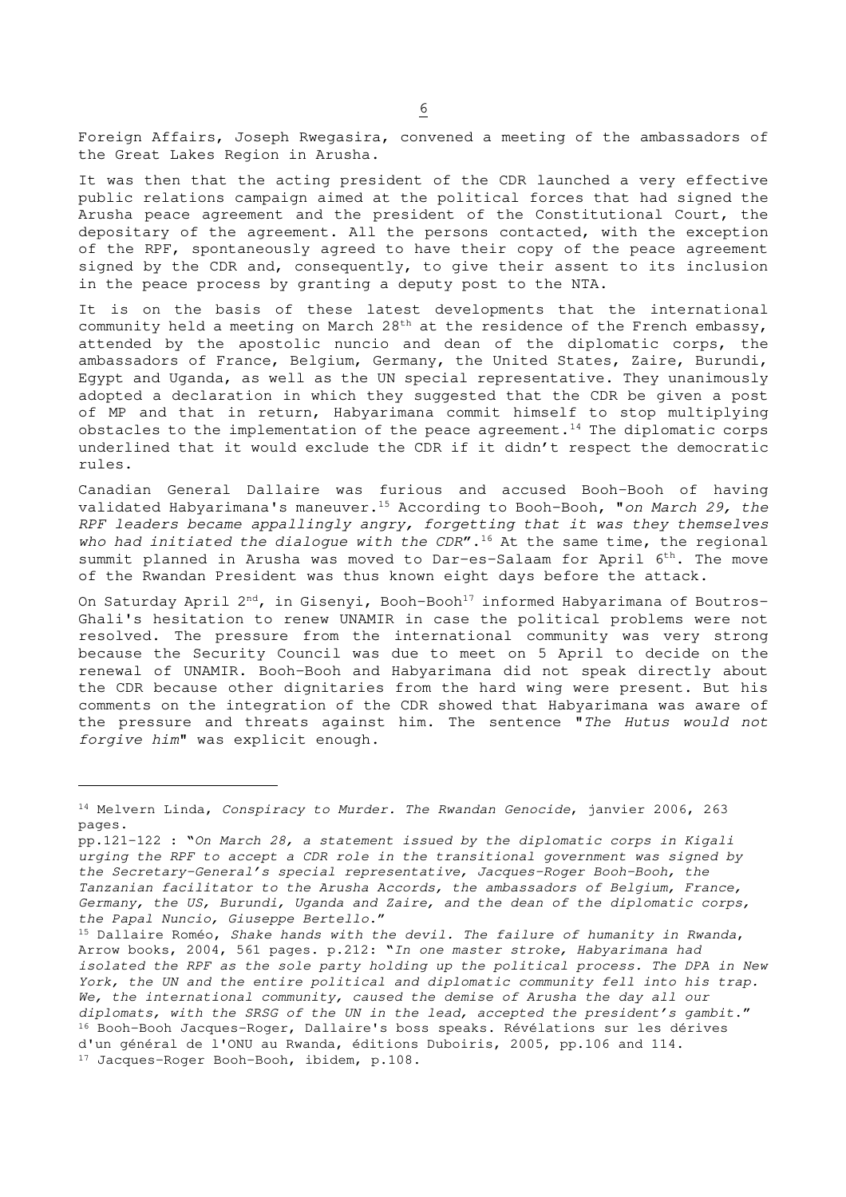Foreign Affairs, Joseph Rwegasira, convened a meeting of the ambassadors of the Great Lakes Region in Arusha.

It was then that the acting president of the CDR launched a very effective public relations campaign aimed at the political forces that had signed the Arusha peace agreement and the president of the Constitutional Court, the depositary of the agreement. All the persons contacted, with the exception of the RPF, spontaneously agreed to have their copy of the peace agreement signed by the CDR and, consequently, to give their assent to its inclusion in the peace process by granting a deputy post to the NTA.

It is on the basis of these latest developments that the international community held a meeting on March 28th at the residence of the French embassy, attended by the apostolic nuncio and dean of the diplomatic corps, the ambassadors of France, Belgium, Germany, the United States, Zaire, Burundi, Egypt and Uganda, as well as the UN special representative. They unanimously adopted a declaration in which they suggested that the CDR be given a post of MP and that in return, Habyarimana commit himself to stop multiplying obstacles to the implementation of the peace agreement.[14] The diplomatic corps underlined that it would exclude the CDR if it didn't respect the democratic rules.

Canadian General Dallaire was furious and accused Booh-Booh of having validated Habyarimana's maneuver.[15] According to Booh-Booh, "*on March 29, the RPF leaders became appallingly angry, forgetting that it was they themselves who had initiated the dialogue with the CDR*".[16] At the same time, the regional summit planned in Arusha was moved to Dar-es-Salaam for April 6th. The move of the Rwandan President was thus known eight days before the attack.

On Saturday April 2nd, in Gisenyi, Booh-Booh[17] informed Habyarimana of Boutros-Ghali's hesitation to renew UNAMIR in case the political problems were not resolved. The pressure from the international community was very strong because the Security Council was due to meet on 5 April to decide on the renewal of UNAMIR. Booh-Booh and Habyarimana did not speak directly about the CDR because other dignitaries from the hard wing were present. But his comments on the integration of the CDR showed that Habyarimana was aware of the pressure and threats against him. The sentence "*The Hutus would not forgive him*" was explicit enough.

---

[14] Melvern Linda, *Conspiracy to Murder. The Rwandan Genocide*, janvier 2006, 263 pages.
pp.121-122 : "*On March 28, a statement issued by the diplomatic corps in Kigali urging the RPF to accept a CDR role in the transitional government was signed by the Secretary-General's special representative, Jacques-Roger Booh-Booh, the Tanzanian facilitator to the Arusha Accords, the ambassadors of Belgium, France, Germany, the US, Burundi, Uganda and Zaire, and the dean of the diplomatic corps, the Papal Nuncio, Giuseppe Bertello.*"

[15] Dallaire Roméo, *Shake hands with the devil. The failure of humanity in Rwanda*, Arrow books, 2004, 561 pages. p.212: "*In one master stroke, Habyarimana had isolated the RPF as the sole party holding up the political process. The DPA in New York, the UN and the entire political and diplomatic community fell into his trap. We, the international community, caused the demise of Arusha the day all our diplomats, with the SRSG of the UN in the lead, accepted the president's gambit.*"

[16] Booh-Booh Jacques-Roger, Dallaire's boss speaks. Révélations sur les dérives d'un général de l'ONU au Rwanda, éditions Duboiris, 2005, pp.106 and 114.

[17] Jacques-Roger Booh-Booh, ibidem, p.108.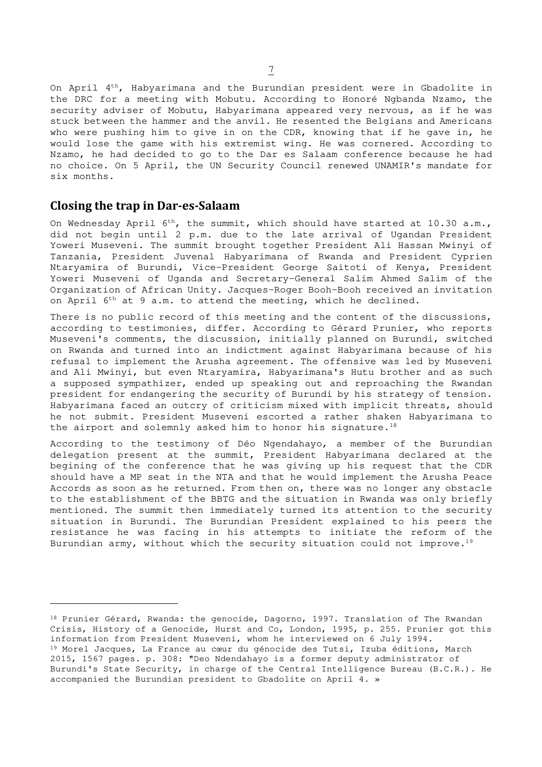On April 4th, Habyarimana and the Burundian president were in Gbadolite in the DRC for a meeting with Mobutu. According to Honoré Ngbanda Nzamo, the security adviser of Mobutu, Habyarimana appeared very nervous, as if he was stuck between the hammer and the anvil. He resented the Belgians and Americans who were pushing him to give in on the CDR, knowing that if he gave in, he would lose the game with his extremist wing. He was cornered. According to Nzamo, he had decided to go to the Dar es Salaam conference because he had no choice. On 5 April, the UN Security Council renewed UNAMIR's mandate for six months.

## Closing the trap in Dar-es-Salaam

On Wednesday April 6th, the summit, which should have started at 10.30 a.m., did not begin until 2 p.m. due to the late arrival of Ugandan President Yoweri Museveni. The summit brought together President Ali Hassan Mwinyi of Tanzania, President Juvenal Habyarimana of Rwanda and President Cyprien Ntaryamira of Burundi, Vice-President George Saitoti of Kenya, President Yoweri Museveni of Uganda and Secretary-General Salim Ahmed Salim of the Organization of African Unity. Jacques-Roger Booh-Booh received an invitation on April 6th at 9 a.m. to attend the meeting, which he declined.

There is no public record of this meeting and the content of the discussions, according to testimonies, differ. According to Gérard Prunier, who reports Museveni's comments, the discussion, initially planned on Burundi, switched on Rwanda and turned into an indictment against Habyarimana because of his refusal to implement the Arusha agreement. The offensive was led by Museveni and Ali Mwinyi, but even Ntaryamira, Habyarimana's Hutu brother and as such a supposed sympathizer, ended up speaking out and reproaching the Rwandan president for endangering the security of Burundi by his strategy of tension. Habyarimana faced an outcry of criticism mixed with implicit threats, should he not submit. President Museveni escorted a rather shaken Habyarimana to the airport and solemnly asked him to honor his signature.[18]

According to the testimony of Déo Ngendahayo, a member of the Burundian delegation present at the summit, President Habyarimana declared at the begining of the conference that he was giving up his request that the CDR should have a MP seat in the NTA and that he would implement the Arusha Peace Accords as soon as he returned. From then on, there was no longer any obstacle to the establishment of the BBTG and the situation in Rwanda was only briefly mentioned. The summit then immediately turned its attention to the security situation in Burundi. The Burundian President explained to his peers the resistance he was facing in his attempts to initiate the reform of the Burundian army, without which the security situation could not improve.[19]

---

[18] Prunier Gérard, Rwanda: the genocide, Dagorno, 1997. Translation of The Rwandan Crisis, History of a Genocide, Hurst and Co, London, 1995, p. 255. Prunier got this information from President Museveni, whom he interviewed on 6 July 1994.

[19] Morel Jacques, La France au cœur du génocide des Tutsi, Izuba éditions, March 2015, 1567 pages. p. 308: "Deo Ndendahayo is a former deputy administrator of Burundi's State Security, in charge of the Central Intelligence Bureau (B.C.R.). He accompanied the Burundian president to Gbadolite on April 4. »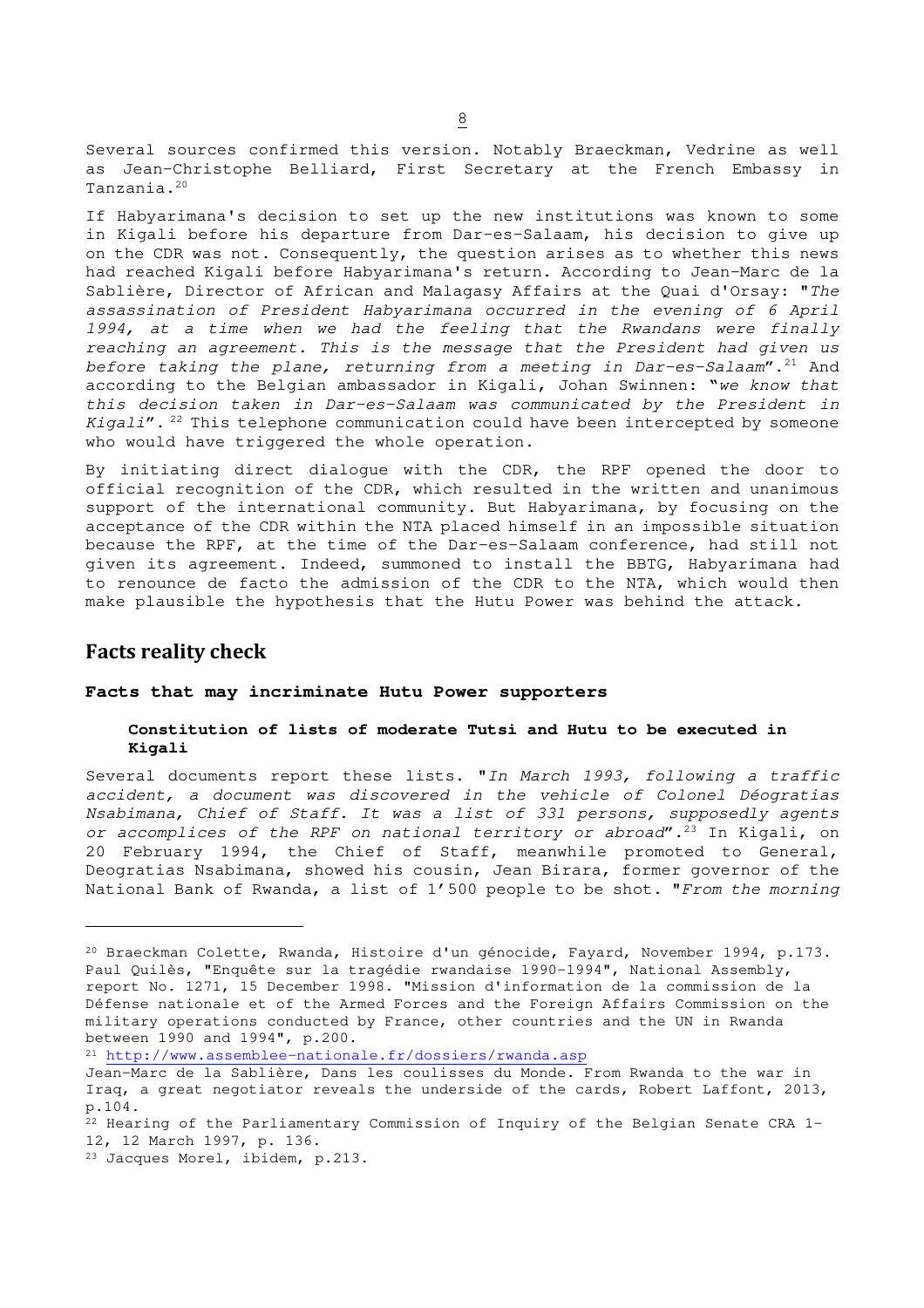Several sources confirmed this version. Notably Braeckman, Vedrine as well as Jean-Christophe Belliard, First Secretary at the French Embassy in Tanzania.[20]

If Habyarimana's decision to set up the new institutions was known to some in Kigali before his departure from Dar-es-Salaam, his decision to give up on the CDR was not. Consequently, the question arises as to whether this news had reached Kigali before Habyarimana's return. According to Jean-Marc de la Sablière, Director of African and Malagasy Affairs at the Quai d'Orsay: "*The assassination of President Habyarimana occurred in the evening of 6 April 1994, at a time when we had the feeling that the Rwandans were finally reaching an agreement. This is the message that the President had given us before taking the plane, returning from a meeting in Dar-es-Salaam*".[21] And according to the Belgian ambassador in Kigali, Johan Swinnen: "*we know that this decision taken in Dar-es-Salaam was communicated by the President in Kigali*".[22] This telephone communication could have been intercepted by someone who would have triggered the whole operation.

By initiating direct dialogue with the CDR, the RPF opened the door to official recognition of the CDR, which resulted in the written and unanimous support of the international community. But Habyarimana, by focusing on the acceptance of the CDR within the NTA placed himself in an impossible situation because the RPF, at the time of the Dar-es-Salaam conference, had still not given its agreement. Indeed, summoned to install the BBTG, Habyarimana had to renounce de facto the admission of the CDR to the NTA, which would then make plausible the hypothesis that the Hutu Power was behind the attack.

## Facts reality check

### Facts that may incriminate Hutu Power supporters

#### Constitution of lists of moderate Tutsi and Hutu to be executed in Kigali

Several documents report these lists. "*In March 1993, following a traffic accident, a document was discovered in the vehicle of Colonel Déogratias Nsabimana, Chief of Staff. It was a list of 331 persons, supposedly agents or accomplices of the RPF on national territory or abroad*".[23] In Kigali, on 20 February 1994, the Chief of Staff, meanwhile promoted to General, Deogratias Nsabimana, showed his cousin, Jean Birara, former governor of the National Bank of Rwanda, a list of 1'500 people to be shot. "*From the morning*

---

[20] Braeckman Colette, Rwanda, Histoire d'un génocide, Fayard, November 1994, p.173. Paul Quilès, "Enquête sur la tragédie rwandaise 1990-1994", National Assembly, report No. 1271, 15 December 1998. "Mission d'information de la commission de la Défense nationale et of the Armed Forces and the Foreign Affairs Commission on the military operations conducted by France, other countries and the UN in Rwanda between 1990 and 1994", p.200.

[21] http://www.assemblee-nationale.fr/dossiers/rwanda.asp
Jean-Marc de la Sablière, Dans les coulisses du Monde. From Rwanda to the war in Iraq, a great negotiator reveals the underside of the cards, Robert Laffont, 2013, p.104.

[22] Hearing of the Parliamentary Commission of Inquiry of the Belgian Senate CRA 1-12, 12 March 1997, p. 136.

[23] Jacques Morel, ibidem, p.213.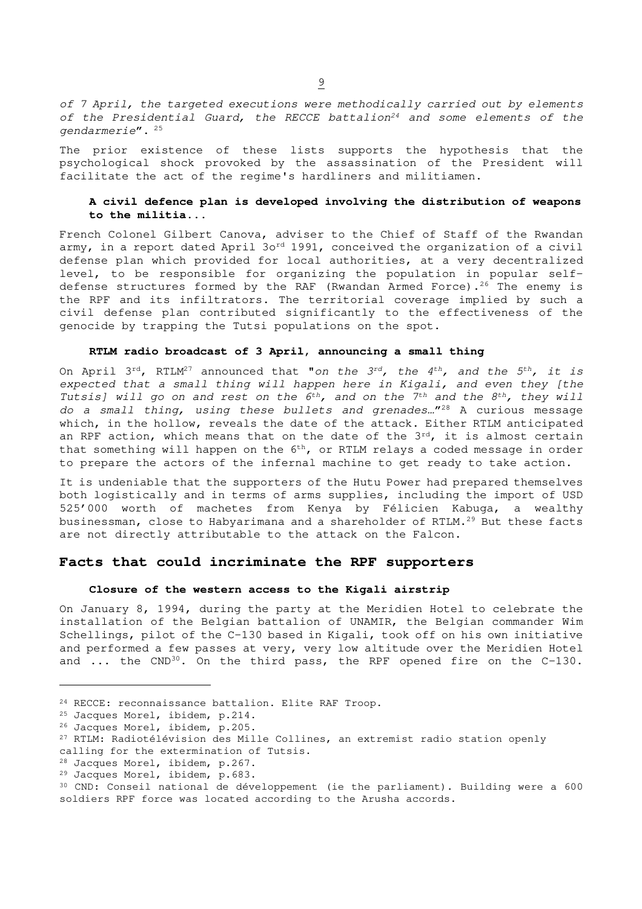*of 7 April, the targeted executions were methodically carried out by elements of the Presidential Guard, the RECCE battalion*[24] *and some elements of the gendarmerie*". [25]

The prior existence of these lists supports the hypothesis that the psychological shock provoked by the assassination of the President will facilitate the act of the regime's hardliners and militiamen.

### A civil defence plan is developed involving the distribution of weapons to the militia...

French Colonel Gilbert Canova, adviser to the Chief of Staff of the Rwandan army, in a report dated April 3o[rd] 1991, conceived the organization of a civil defense plan which provided for local authorities, at a very decentralized level, to be responsible for organizing the population in popular self-defense structures formed by the RAF (Rwandan Armed Force).[26] The enemy is the RPF and its infiltrators. The territorial coverage implied by such a civil defense plan contributed significantly to the effectiveness of the genocide by trapping the Tutsi populations on the spot.

### RTLM radio broadcast of 3 April, announcing a small thing

On April 3rd, RTLM[27] announced that "*on the 3rd, the 4th, and the 5th, it is expected that a small thing will happen here in Kigali, and even they [the Tutsis] will go on and rest on the 6th, and on the 7th and the 8th, they will do a small thing, using these bullets and grenades…*"[28] A curious message which, in the hollow, reveals the date of the attack. Either RTLM anticipated an RPF action, which means that on the date of the 3rd, it is almost certain that something will happen on the 6th, or RTLM relays a coded message in order to prepare the actors of the infernal machine to get ready to take action.

It is undeniable that the supporters of the Hutu Power had prepared themselves both logistically and in terms of arms supplies, including the import of USD 525'000 worth of machetes from Kenya by Félicien Kabuga, a wealthy businessman, close to Habyarimana and a shareholder of RTLM.[29] But these facts are not directly attributable to the attack on the Falcon.

## Facts that could incriminate the RPF supporters

### Closure of the western access to the Kigali airstrip

On January 8, 1994, during the party at the Meridien Hotel to celebrate the installation of the Belgian battalion of UNAMIR, the Belgian commander Wim Schellings, pilot of the C-130 based in Kigali, took off on his own initiative and performed a few passes at very, very low altitude over the Meridien Hotel and ... the CND[30]. On the third pass, the RPF opened fire on the C-130.

---

[24] RECCE: reconnaissance battalion. Elite RAF Troop.

[25] Jacques Morel, ibidem, p.214.

[26] Jacques Morel, ibidem, p.205.

[27] RTLM: Radiotélévision des Mille Collines, an extremist radio station openly calling for the extermination of Tutsis.

[28] Jacques Morel, ibidem, p.267.

[29] Jacques Morel, ibidem, p.683.

[30] CND: Conseil national de développement (ie the parliament). Building were a 600 soldiers RPF force was located according to the Arusha accords.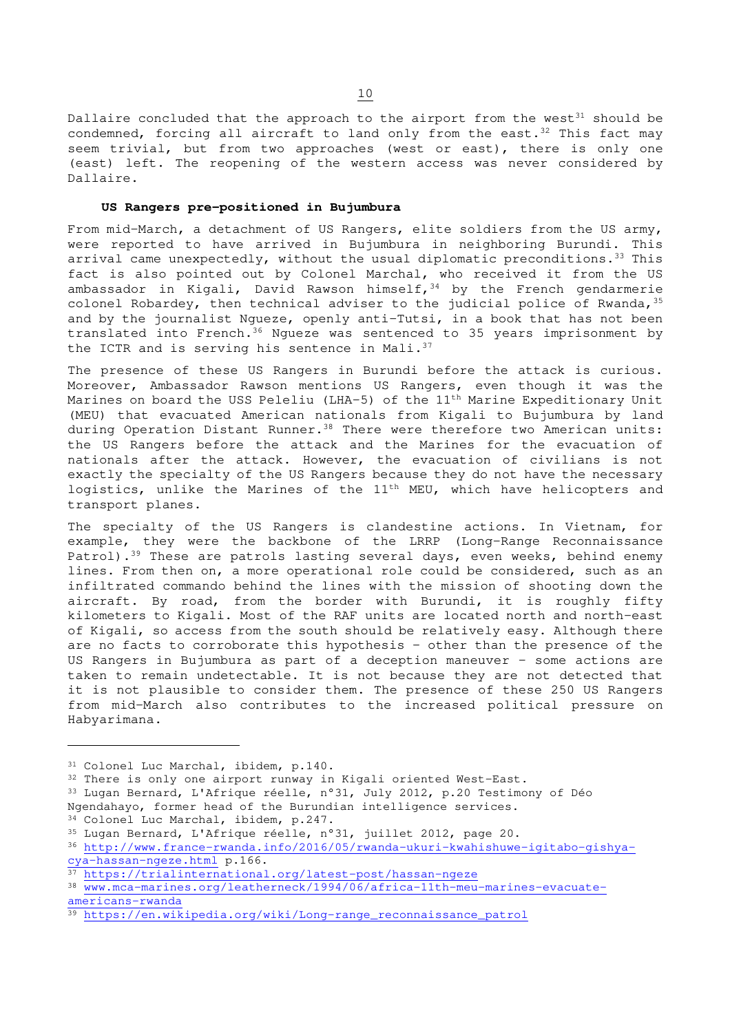Dallaire concluded that the approach to the airport from the west[31] should be condemned, forcing all aircraft to land only from the east.[32] This fact may seem trivial, but from two approaches (west or east), there is only one (east) left. The reopening of the western access was never considered by Dallaire.

### US Rangers pre-positioned in Bujumbura

From mid-March, a detachment of US Rangers, elite soldiers from the US army, were reported to have arrived in Bujumbura in neighboring Burundi. This arrival came unexpectedly, without the usual diplomatic preconditions.[33] This fact is also pointed out by Colonel Marchal, who received it from the US ambassador in Kigali, David Rawson himself,[34] by the French gendarmerie colonel Robardey, then technical adviser to the judicial police of Rwanda,[35] and by the journalist Ngueze, openly anti-Tutsi, in a book that has not been translated into French.[36] Ngueze was sentenced to 35 years imprisonment by the ICTR and is serving his sentence in Mali.[37]

The presence of these US Rangers in Burundi before the attack is curious. Moreover, Ambassador Rawson mentions US Rangers, even though it was the Marines on board the USS Peleliu (LHA-5) of the 11th Marine Expeditionary Unit (MEU) that evacuated American nationals from Kigali to Bujumbura by land during Operation Distant Runner.[38] There were therefore two American units: the US Rangers before the attack and the Marines for the evacuation of nationals after the attack. However, the evacuation of civilians is not exactly the specialty of the US Rangers because they do not have the necessary logistics, unlike the Marines of the 11th MEU, which have helicopters and transport planes.

The specialty of the US Rangers is clandestine actions. In Vietnam, for example, they were the backbone of the LRRP (Long-Range Reconnaissance Patrol).[39] These are patrols lasting several days, even weeks, behind enemy lines. From then on, a more operational role could be considered, such as an infiltrated commando behind the lines with the mission of shooting down the aircraft. By road, from the border with Burundi, it is roughly fifty kilometers to Kigali. Most of the RAF units are located north and north-east of Kigali, so access from the south should be relatively easy. Although there are no facts to corroborate this hypothesis - other than the presence of the US Rangers in Bujumbura as part of a deception maneuver - some actions are taken to remain undetectable. It is not because they are not detected that it is not plausible to consider them. The presence of these 250 US Rangers from mid-March also contributes to the increased political pressure on Habyarimana.

---

[31] Colonel Luc Marchal, ibidem, p.140.

[32] There is only one airport runway in Kigali oriented West-East.

[33] Lugan Bernard, L'Afrique réelle, n°31, July 2012, p.20 Testimony of Déo Ngendahayo, former head of the Burundian intelligence services.

[34] Colonel Luc Marchal, ibidem, p.247.

[35] Lugan Bernard, L'Afrique réelle, n°31, juillet 2012, page 20.

[36] http://www.france-rwanda.info/2016/05/rwanda-ukuri-kwahishuwe-igitabo-gishya-cya-hassan-ngeze.html p.166.

[37] https://trialinternational.org/latest-post/hassan-ngeze

[38] www.mca-marines.org/leatherneck/1994/06/africa-11th-meu-marines-evacuate-americans-rwanda

[39] https://en.wikipedia.org/wiki/Long-range_reconnaissance_patrol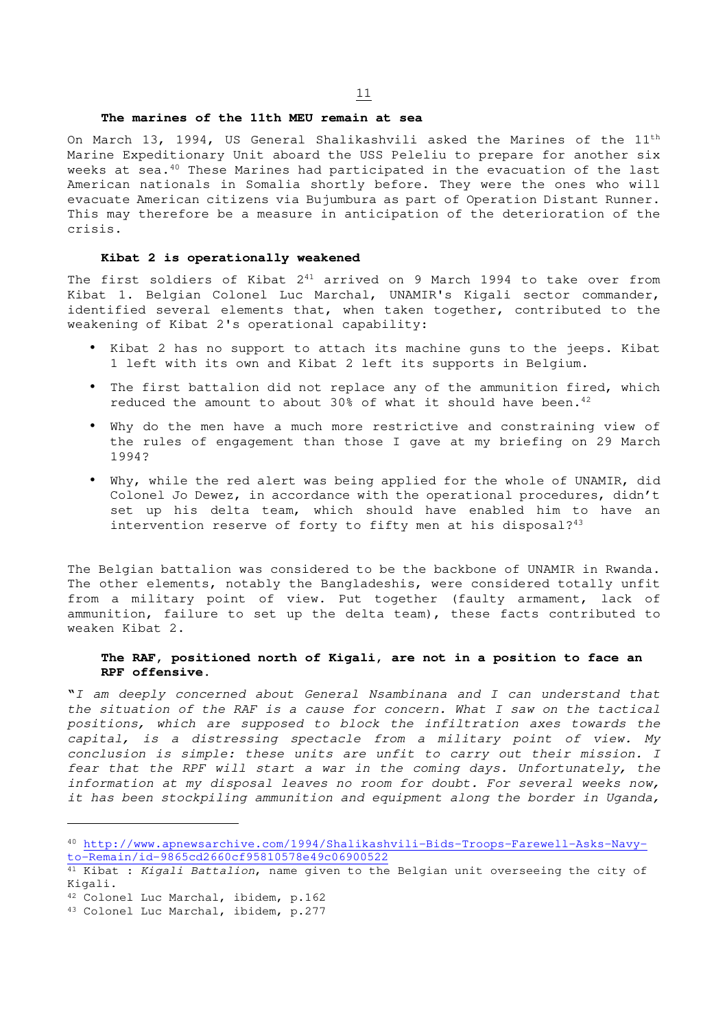### The marines of the 11th MEU remain at sea

On March 13, 1994, US General Shalikashvili asked the Marines of the 11th Marine Expeditionary Unit aboard the USS Peleliu to prepare for another six weeks at sea.[40] These Marines had participated in the evacuation of the last American nationals in Somalia shortly before. They were the ones who will evacuate American citizens via Bujumbura as part of Operation Distant Runner. This may therefore be a measure in anticipation of the deterioration of the crisis.

### Kibat 2 is operationally weakened

The first soldiers of Kibat 2[41] arrived on 9 March 1994 to take over from Kibat 1. Belgian Colonel Luc Marchal, UNAMIR's Kigali sector commander, identified several elements that, when taken together, contributed to the weakening of Kibat 2's operational capability:

- Kibat 2 has no support to attach its machine guns to the jeeps. Kibat 1 left with its own and Kibat 2 left its supports in Belgium.
- The first battalion did not replace any of the ammunition fired, which reduced the amount to about 30% of what it should have been.[42]
- Why do the men have a much more restrictive and constraining view of the rules of engagement than those I gave at my briefing on 29 March 1994?
- Why, while the red alert was being applied for the whole of UNAMIR, did Colonel Jo Dewez, in accordance with the operational procedures, didn't set up his delta team, which should have enabled him to have an intervention reserve of forty to fifty men at his disposal?[43]

The Belgian battalion was considered to be the backbone of UNAMIR in Rwanda. The other elements, notably the Bangladeshis, were considered totally unfit from a military point of view. Put together (faulty armament, lack of ammunition, failure to set up the delta team), these facts contributed to weaken Kibat 2.

### The RAF, positioned north of Kigali, are not in a position to face an RPF offensive.

"*I am deeply concerned about General Nsambinana and I can understand that the situation of the RAF is a cause for concern. What I saw on the tactical positions, which are supposed to block the infiltration axes towards the capital, is a distressing spectacle from a military point of view. My conclusion is simple: these units are unfit to carry out their mission. I fear that the RPF will start a war in the coming days. Unfortunately, the information at my disposal leaves no room for doubt. For several weeks now, it has been stockpiling ammunition and equipment along the border in Uganda,*

---

[40] http://www.apnewsarchive.com/1994/Shalikashvili-Bids-Troops-Farewell-Asks-Navy-to-Remain/id-9865cd2660cf95810578e49c06900522

[41] Kibat : *Kigali Battalion*, name given to the Belgian unit overseeing the city of Kigali.

[42] Colonel Luc Marchal, ibidem, p.162

[43] Colonel Luc Marchal, ibidem, p.277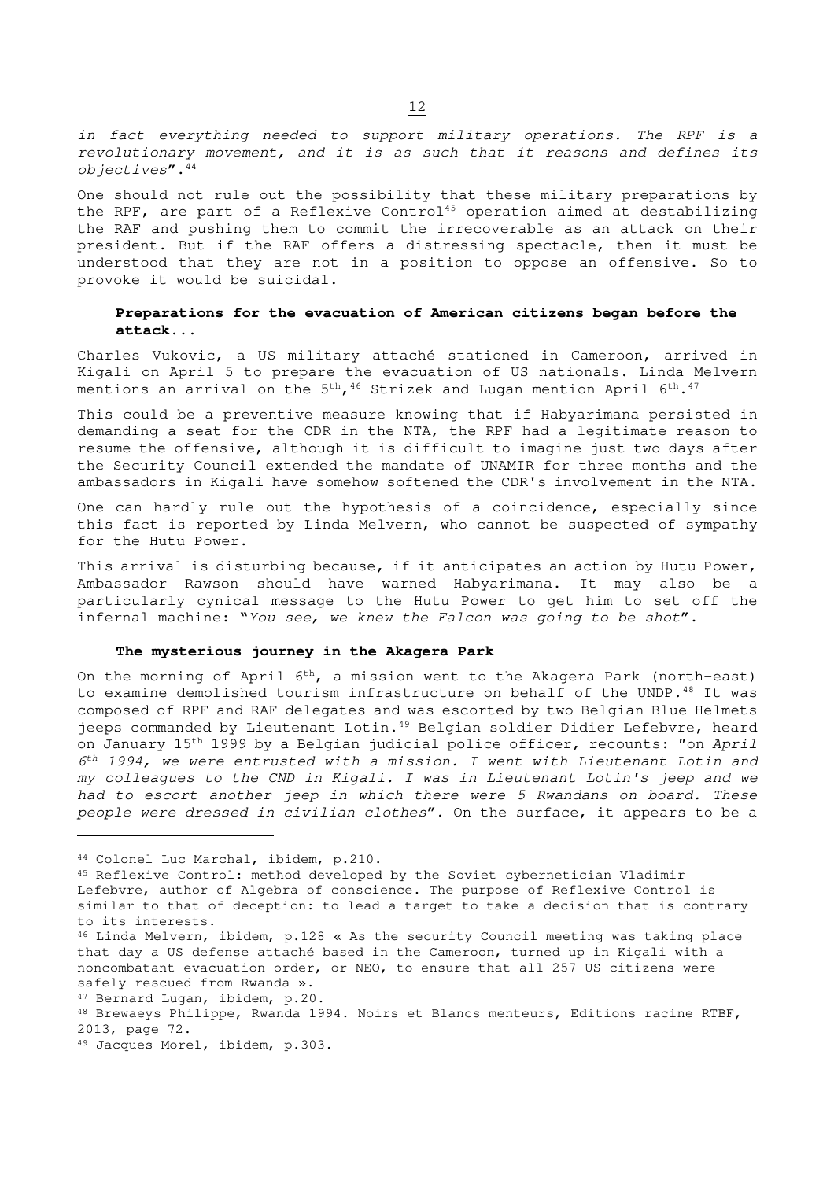*in fact everything needed to support military operations. The RPF is a revolutionary movement, and it is as such that it reasons and defines its objectives*".[44]

One should not rule out the possibility that these military preparations by the RPF, are part of a Reflexive Control[45] operation aimed at destabilizing the RAF and pushing them to commit the irrecoverable as an attack on their president. But if the RAF offers a distressing spectacle, then it must be understood that they are not in a position to oppose an offensive. So to provoke it would be suicidal.

### Preparations for the evacuation of American citizens began before the attack...

Charles Vukovic, a US military attaché stationed in Cameroon, arrived in Kigali on April 5 to prepare the evacuation of US nationals. Linda Melvern mentions an arrival on the 5th,[46] Strizek and Lugan mention April 6th.[47]

This could be a preventive measure knowing that if Habyarimana persisted in demanding a seat for the CDR in the NTA, the RPF had a legitimate reason to resume the offensive, although it is difficult to imagine just two days after the Security Council extended the mandate of UNAMIR for three months and the ambassadors in Kigali have somehow softened the CDR's involvement in the NTA.

One can hardly rule out the hypothesis of a coincidence, especially since this fact is reported by Linda Melvern, who cannot be suspected of sympathy for the Hutu Power.

This arrival is disturbing because, if it anticipates an action by Hutu Power, Ambassador Rawson should have warned Habyarimana. It may also be a particularly cynical message to the Hutu Power to get him to set off the infernal machine: "*You see, we knew the Falcon was going to be shot*".

### The mysterious journey in the Akagera Park

On the morning of April 6th, a mission went to the Akagera Park (north-east) to examine demolished tourism infrastructure on behalf of the UNDP.[48] It was composed of RPF and RAF delegates and was escorted by two Belgian Blue Helmets jeeps commanded by Lieutenant Lotin.[49] Belgian soldier Didier Lefebvre, heard on January 15th 1999 by a Belgian judicial police officer, recounts: "*on April 6th 1994, we were entrusted with a mission. I went with Lieutenant Lotin and my colleagues to the CND in Kigali. I was in Lieutenant Lotin's jeep and we had to escort another jeep in which there were 5 Rwandans on board. These people were dressed in civilian clothes*". On the surface, it appears to be a

---

[44] Colonel Luc Marchal, ibidem, p.210.

[45] Reflexive Control: method developed by the Soviet cybernetician Vladimir Lefebvre, author of Algebra of conscience. The purpose of Reflexive Control is similar to that of deception: to lead a target to take a decision that is contrary to its interests.

[46] Linda Melvern, ibidem, p.128 « As the security Council meeting was taking place that day a US defense attaché based in the Cameroon, turned up in Kigali with a noncombatant evacuation order, or NEO, to ensure that all 257 US citizens were safely rescued from Rwanda ».

[47] Bernard Lugan, ibidem, p.20.

[48] Brewaeys Philippe, Rwanda 1994. Noirs et Blancs menteurs, Editions racine RTBF, 2013, page 72.

[49] Jacques Morel, ibidem, p.303.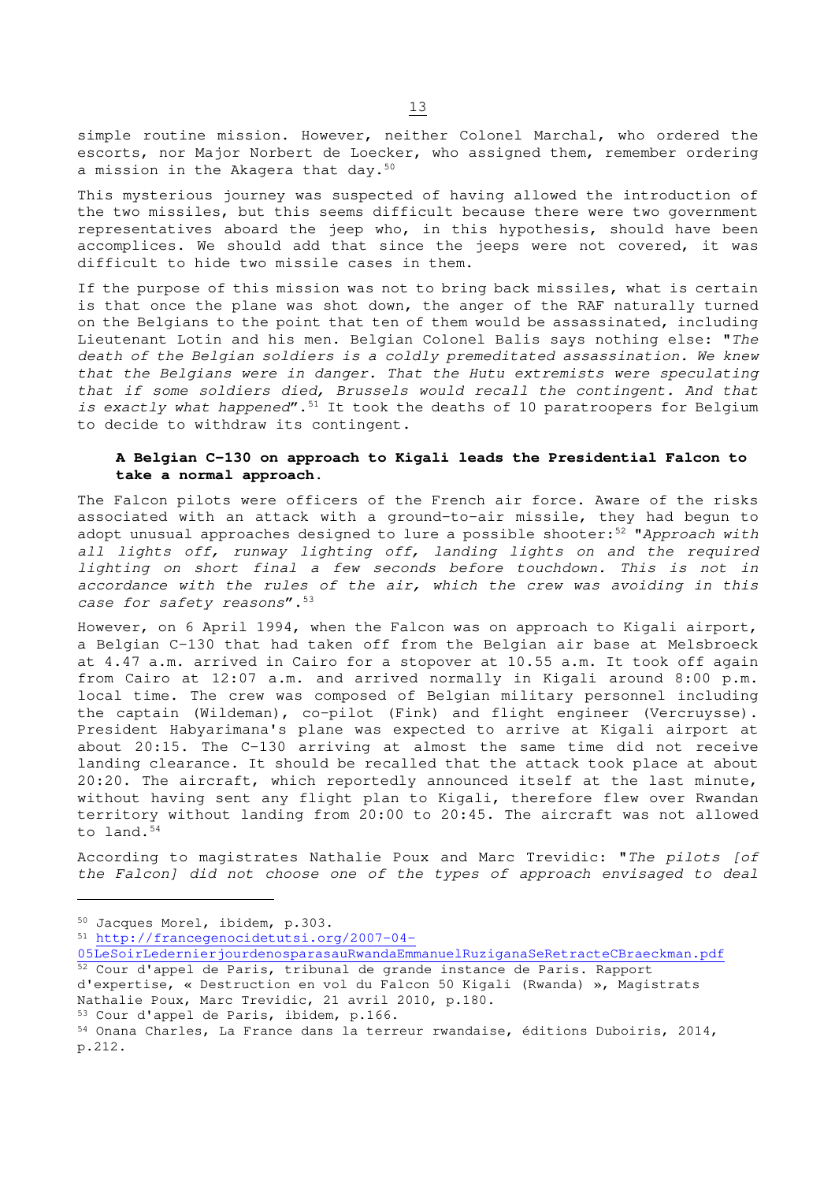simple routine mission. However, neither Colonel Marchal, who ordered the escorts, nor Major Norbert de Loecker, who assigned them, remember ordering a mission in the Akagera that day.[50]

This mysterious journey was suspected of having allowed the introduction of the two missiles, but this seems difficult because there were two government representatives aboard the jeep who, in this hypothesis, should have been accomplices. We should add that since the jeeps were not covered, it was difficult to hide two missile cases in them.

If the purpose of this mission was not to bring back missiles, what is certain is that once the plane was shot down, the anger of the RAF naturally turned on the Belgians to the point that ten of them would be assassinated, including Lieutenant Lotin and his men. Belgian Colonel Balis says nothing else: "*The death of the Belgian soldiers is a coldly premeditated assassination. We knew that the Belgians were in danger. That the Hutu extremists were speculating that if some soldiers died, Brussels would recall the contingent. And that is exactly what happened*".[51] It took the deaths of 10 paratroopers for Belgium to decide to withdraw its contingent.

**A Belgian C-130 on approach to Kigali leads the Presidential Falcon to take a normal approach.**

The Falcon pilots were officers of the French air force. Aware of the risks associated with an attack with a ground-to-air missile, they had begun to adopt unusual approaches designed to lure a possible shooter:[52] "*Approach with all lights off, runway lighting off, landing lights on and the required lighting on short final a few seconds before touchdown. This is not in accordance with the rules of the air, which the crew was avoiding in this case for safety reasons*".[53]

However, on 6 April 1994, when the Falcon was on approach to Kigali airport, a Belgian C-130 that had taken off from the Belgian air base at Melsbroeck at 4.47 a.m. arrived in Cairo for a stopover at 10.55 a.m. It took off again from Cairo at 12:07 a.m. and arrived normally in Kigali around 8:00 p.m. local time. The crew was composed of Belgian military personnel including the captain (Wildeman), co-pilot (Fink) and flight engineer (Vercruysse). President Habyarimana's plane was expected to arrive at Kigali airport at about 20:15. The C-130 arriving at almost the same time did not receive landing clearance. It should be recalled that the attack took place at about 20:20. The aircraft, which reportedly announced itself at the last minute, without having sent any flight plan to Kigali, therefore flew over Rwandan territory without landing from 20:00 to 20:45. The aircraft was not allowed to land.[54]

According to magistrates Nathalie Poux and Marc Trevidic: "*The pilots [of the Falcon] did not choose one of the types of approach envisaged to deal*

---

[50] Jacques Morel, ibidem, p.303.

[51] http://francegenocidetutsi.org/2007-04-05LeSoirLedernierjourdenosparasauRwandaEmmanuelRuziganaSeRetracteCBraeckman.pdf

[52] Cour d'appel de Paris, tribunal de grande instance de Paris. Rapport d'expertise, « Destruction en vol du Falcon 50 Kigali (Rwanda) », Magistrats Nathalie Poux, Marc Trevidic, 21 avril 2010, p.180.

[53] Cour d'appel de Paris, ibidem, p.166.

[54] Onana Charles, La France dans la terreur rwandaise, éditions Duboiris, 2014, p.212.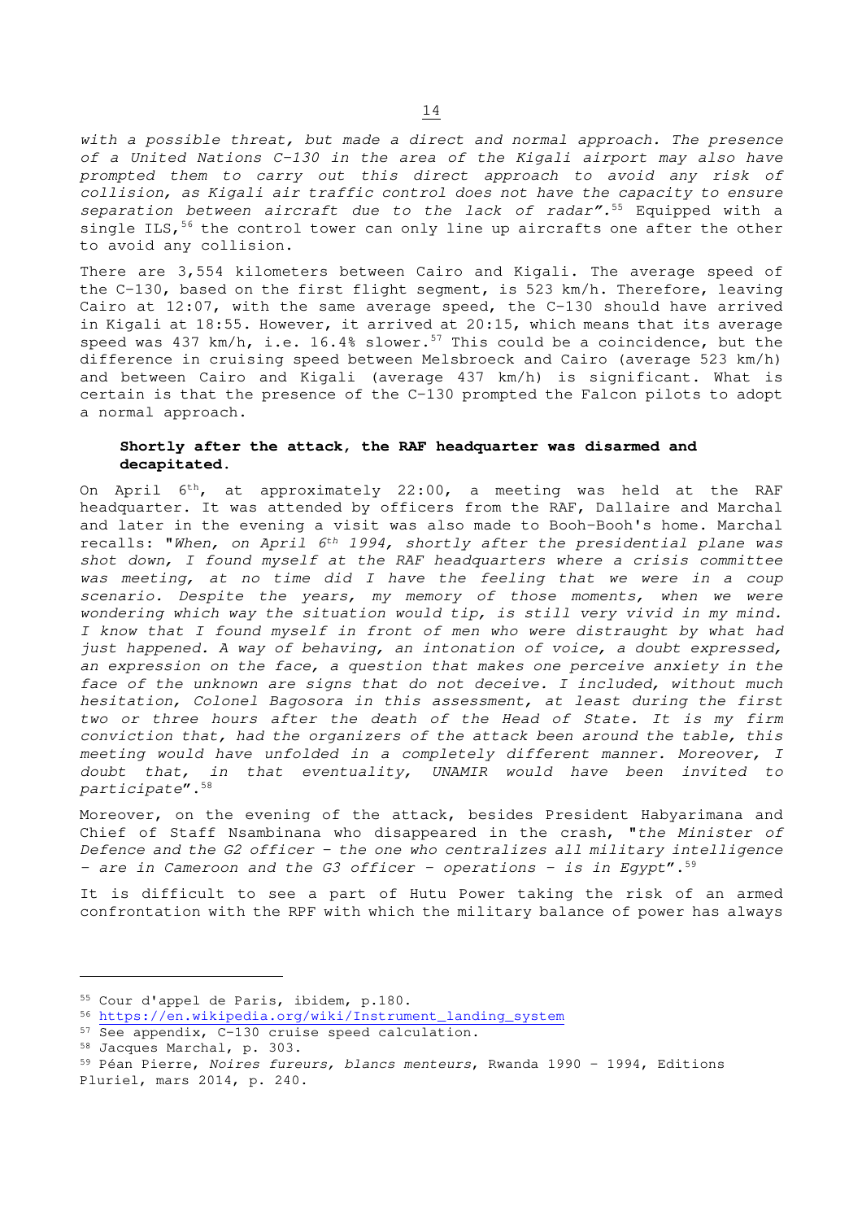*with a possible threat, but made a direct and normal approach. The presence of a United Nations C-130 in the area of the Kigali airport may also have prompted them to carry out this direct approach to avoid any risk of collision, as Kigali air traffic control does not have the capacity to ensure separation between aircraft due to the lack of radar"*.[55] Equipped with a single ILS,[56] the control tower can only line up aircrafts one after the other to avoid any collision.

There are 3,554 kilometers between Cairo and Kigali. The average speed of the C-130, based on the first flight segment, is 523 km/h. Therefore, leaving Cairo at 12:07, with the same average speed, the C-130 should have arrived in Kigali at 18:55. However, it arrived at 20:15, which means that its average speed was 437 km/h, i.e. 16.4% slower.[57] This could be a coincidence, but the difference in cruising speed between Melsbroeck and Cairo (average 523 km/h) and between Cairo and Kigali (average 437 km/h) is significant. What is certain is that the presence of the C-130 prompted the Falcon pilots to adopt a normal approach.

**Shortly after the attack, the RAF headquarter was disarmed and decapitated.**

On April 6th, at approximately 22:00, a meeting was held at the RAF headquarter. It was attended by officers from the RAF, Dallaire and Marchal and later in the evening a visit was also made to Booh-Booh's home. Marchal recalls: "*When, on April 6th 1994, shortly after the presidential plane was shot down, I found myself at the RAF headquarters where a crisis committee was meeting, at no time did I have the feeling that we were in a coup scenario. Despite the years, my memory of those moments, when we were wondering which way the situation would tip, is still very vivid in my mind. I know that I found myself in front of men who were distraught by what had just happened. A way of behaving, an intonation of voice, a doubt expressed, an expression on the face, a question that makes one perceive anxiety in the face of the unknown are signs that do not deceive. I included, without much hesitation, Colonel Bagosora in this assessment, at least during the first two or three hours after the death of the Head of State. It is my firm conviction that, had the organizers of the attack been around the table, this meeting would have unfolded in a completely different manner. Moreover, I doubt that, in that eventuality, UNAMIR would have been invited to participate*".[58]

Moreover, on the evening of the attack, besides President Habyarimana and Chief of Staff Nsambinana who disappeared in the crash, "*the Minister of Defence and the G2 officer - the one who centralizes all military intelligence - are in Cameroon and the G3 officer - operations - is in Egypt*".[59]

It is difficult to see a part of Hutu Power taking the risk of an armed confrontation with the RPF with which the military balance of power has always

---

[55] Cour d'appel de Paris, ibidem, p.180.

[56] https://en.wikipedia.org/wiki/Instrument_landing_system

[57] See appendix, C-130 cruise speed calculation.

[58] Jacques Marchal, p. 303.

[59] Péan Pierre, *Noires fureurs, blancs menteurs*, Rwanda 1990 – 1994, Editions Pluriel, mars 2014, p. 240.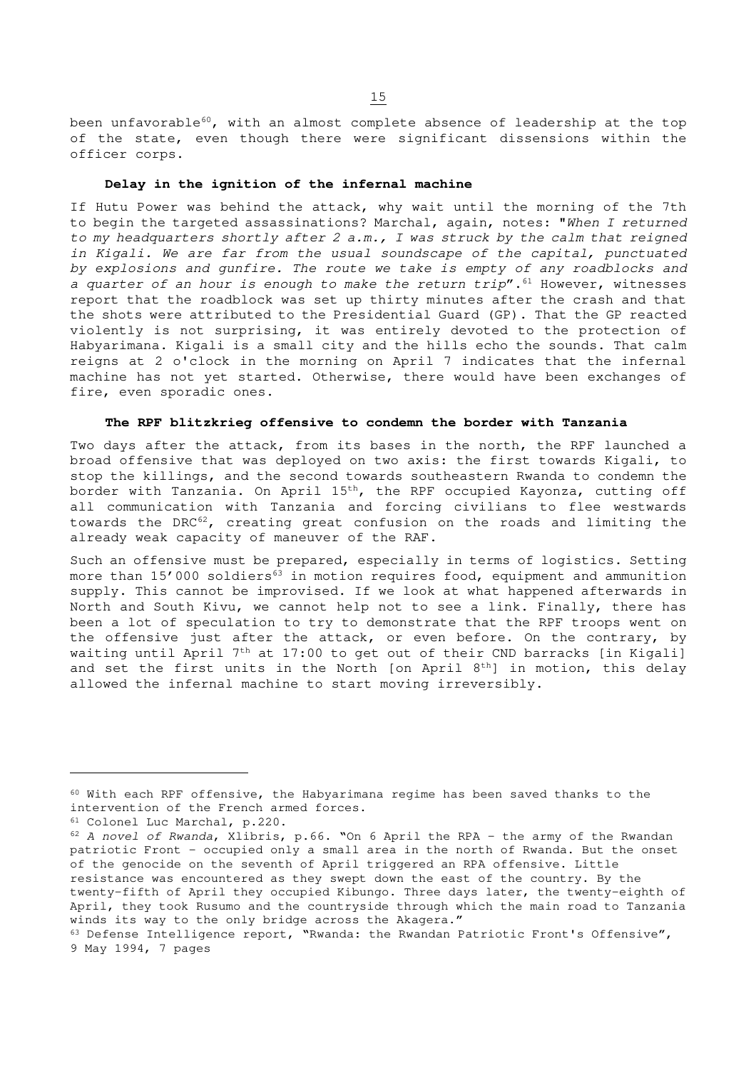been unfavorable[60], with an almost complete absence of leadership at the top of the state, even though there were significant dissensions within the officer corps.

### Delay in the ignition of the infernal machine

If Hutu Power was behind the attack, why wait until the morning of the 7th to begin the targeted assassinations? Marchal, again, notes: "*When I returned to my headquarters shortly after 2 a.m., I was struck by the calm that reigned in Kigali. We are far from the usual soundscape of the capital, punctuated by explosions and gunfire. The route we take is empty of any roadblocks and a quarter of an hour is enough to make the return trip*".[61] However, witnesses report that the roadblock was set up thirty minutes after the crash and that the shots were attributed to the Presidential Guard (GP). That the GP reacted violently is not surprising, it was entirely devoted to the protection of Habyarimana. Kigali is a small city and the hills echo the sounds. That calm reigns at 2 o'clock in the morning on April 7 indicates that the infernal machine has not yet started. Otherwise, there would have been exchanges of fire, even sporadic ones.

### The RPF blitzkrieg offensive to condemn the border with Tanzania

Two days after the attack, from its bases in the north, the RPF launched a broad offensive that was deployed on two axis: the first towards Kigali, to stop the killings, and the second towards southeastern Rwanda to condemn the border with Tanzania. On April 15th, the RPF occupied Kayonza, cutting off all communication with Tanzania and forcing civilians to flee westwards towards the DRC[62], creating great confusion on the roads and limiting the already weak capacity of maneuver of the RAF.

Such an offensive must be prepared, especially in terms of logistics. Setting more than 15'000 soldiers[63] in motion requires food, equipment and ammunition supply. This cannot be improvised. If we look at what happened afterwards in North and South Kivu, we cannot help not to see a link. Finally, there has been a lot of speculation to try to demonstrate that the RPF troops went on the offensive just after the attack, or even before. On the contrary, by waiting until April 7th at 17:00 to get out of their CND barracks [in Kigali] and set the first units in the North [on April 8th] in motion, this delay allowed the infernal machine to start moving irreversibly.

---

[60] With each RPF offensive, the Habyarimana regime has been saved thanks to the intervention of the French armed forces.

[61] Colonel Luc Marchal, p.220.

[62] *A novel of Rwanda*, Xlibris, p.66. "On 6 April the RPA – the army of the Rwandan patriotic Front – occupied only a small area in the north of Rwanda. But the onset of the genocide on the seventh of April triggered an RPA offensive. Little resistance was encountered as they swept down the east of the country. By the twenty-fifth of April they occupied Kibungo. Three days later, the twenty-eighth of April, they took Rusumo and the countryside through which the main road to Tanzania winds its way to the only bridge across the Akagera."

[63] Defense Intelligence report, "Rwanda: the Rwandan Patriotic Front's Offensive", 9 May 1994, 7 pages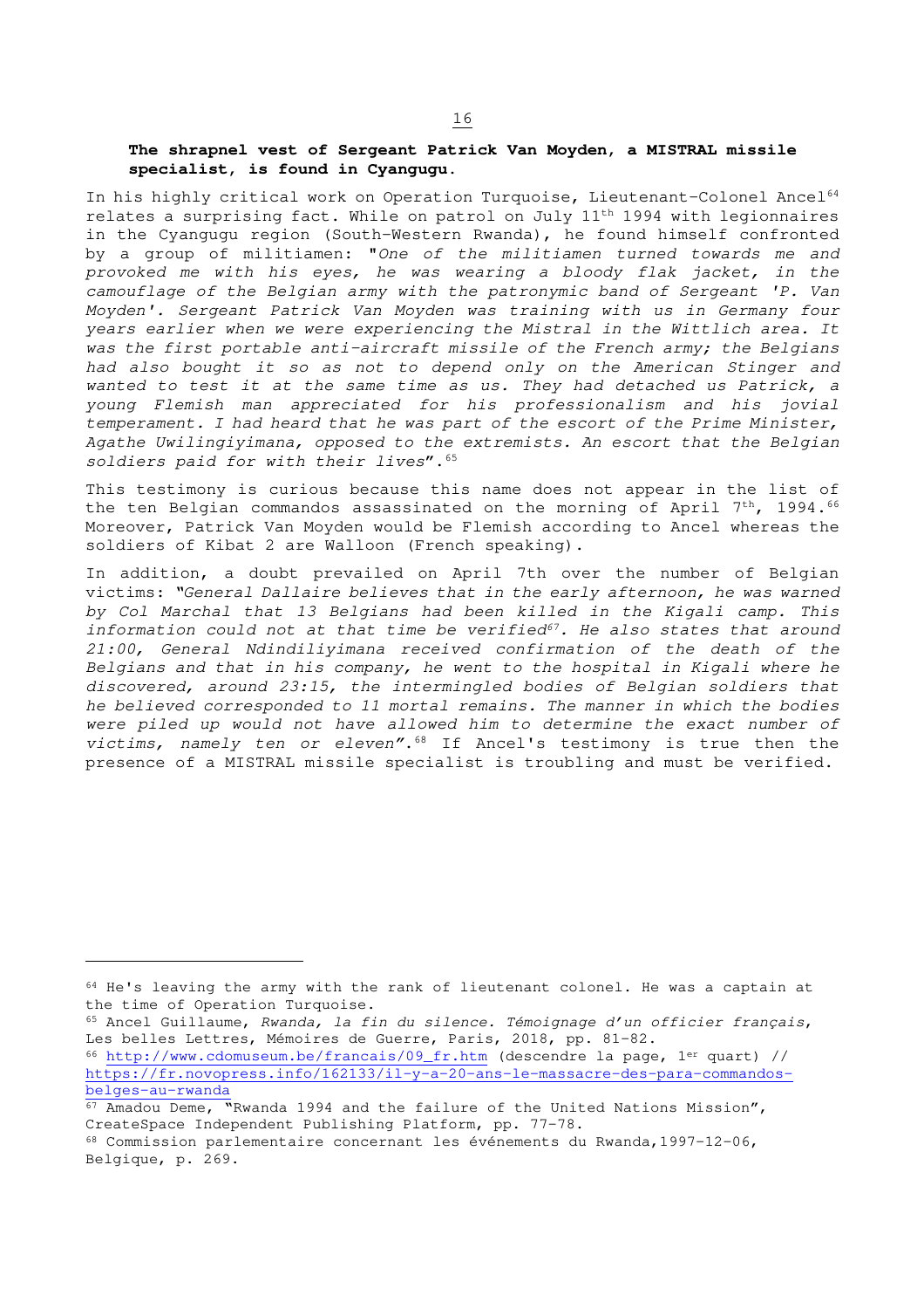**The shrapnel vest of Sergeant Patrick Van Moyden, a MISTRAL missile specialist, is found in Cyangugu.**

In his highly critical work on Operation Turquoise, Lieutenant-Colonel Ancel[64] relates a surprising fact. While on patrol on July 11th 1994 with legionnaires in the Cyangugu region (South-Western Rwanda), he found himself confronted by a group of militiamen: *"One of the militiamen turned towards me and provoked me with his eyes, he was wearing a bloody flak jacket, in the camouflage of the Belgian army with the patronymic band of Sergeant 'P. Van Moyden'. Sergeant Patrick Van Moyden was training with us in Germany four years earlier when we were experiencing the Mistral in the Wittlich area. It was the first portable anti-aircraft missile of the French army; the Belgians had also bought it so as not to depend only on the American Stinger and wanted to test it at the same time as us. They had detached us Patrick, a young Flemish man appreciated for his professionalism and his jovial temperament. I had heard that he was part of the escort of the Prime Minister, Agathe Uwilingiyimana, opposed to the extremists. An escort that the Belgian soldiers paid for with their lives"*.[65]

This testimony is curious because this name does not appear in the list of the ten Belgian commandos assassinated on the morning of April 7th, 1994.[66] Moreover, Patrick Van Moyden would be Flemish according to Ancel whereas the soldiers of Kibat 2 are Walloon (French speaking).

In addition, a doubt prevailed on April 7th over the number of Belgian victims: *"General Dallaire believes that in the early afternoon, he was warned by Col Marchal that 13 Belgians had been killed in the Kigali camp. This information could not at that time be verified[67]. He also states that around 21:00, General Ndindiliyimana received confirmation of the death of the Belgians and that in his company, he went to the hospital in Kigali where he discovered, around 23:15, the intermingled bodies of Belgian soldiers that he believed corresponded to 11 mortal remains. The manner in which the bodies were piled up would not have allowed him to determine the exact number of victims, namely ten or eleven"*.[68] If Ancel's testimony is true then the presence of a MISTRAL missile specialist is troubling and must be verified.

---

[64] He's leaving the army with the rank of lieutenant colonel. He was a captain at the time of Operation Turquoise.

[65] Ancel Guillaume, *Rwanda, la fin du silence. Témoignage d'un officier français*, Les belles Lettres, Mémoires de Guerre, Paris, 2018, pp. 81-82.

[66] http://www.cdomuseum.be/francais/09_fr.htm (descendre la page, 1er quart) // https://fr.novopress.info/162133/il-y-a-20-ans-le-massacre-des-para-commandos-belges-au-rwanda

[67] Amadou Deme, "Rwanda 1994 and the failure of the United Nations Mission", CreateSpace Independent Publishing Platform, pp. 77-78.

[68] Commission parlementaire concernant les événements du Rwanda,1997-12-06, Belgique, p. 269.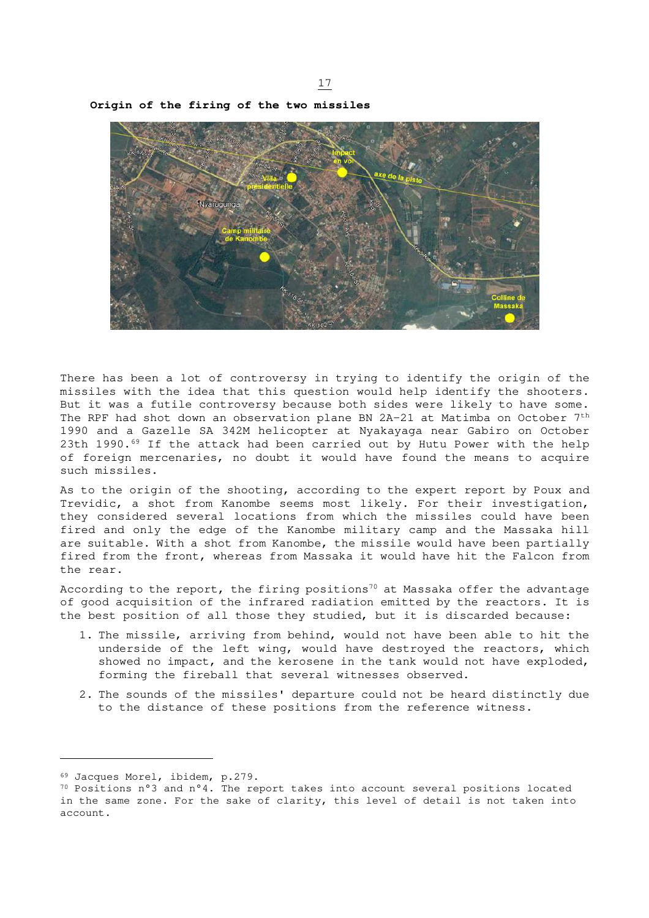**Origin of the firing of the two missiles**

There has been a lot of controversy in trying to identify the origin of the missiles with the idea that this question would help identify the shooters. But it was a futile controversy because both sides were likely to have some. The RPF had shot down an observation plane BN 2A-21 at Matimba on October 7th 1990 and a Gazelle SA 342M helicopter at Nyakayaga near Gabiro on October 23th 1990.[69] If the attack had been carried out by Hutu Power with the help of foreign mercenaries, no doubt it would have found the means to acquire such missiles.

As to the origin of the shooting, according to the expert report by Poux and Trevidic, a shot from Kanombe seems most likely. For their investigation, they considered several locations from which the missiles could have been fired and only the edge of the Kanombe military camp and the Massaka hill are suitable. With a shot from Kanombe, the missile would have been partially fired from the front, whereas from Massaka it would have hit the Falcon from the rear.

According to the report, the firing positions[70] at Massaka offer the advantage of good acquisition of the infrared radiation emitted by the reactors. It is the best position of all those they studied, but it is discarded because:

1. The missile, arriving from behind, would not have been able to hit the underside of the left wing, would have destroyed the reactors, which showed no impact, and the kerosene in the tank would not have exploded, forming the fireball that several witnesses observed.
2. The sounds of the missiles' departure could not be heard distinctly due to the distance of these positions from the reference witness.

---

[69] Jacques Morel, ibidem, p.279.

[70] Positions n°3 and n°4. The report takes into account several positions located in the same zone. For the sake of clarity, this level of detail is not taken into account.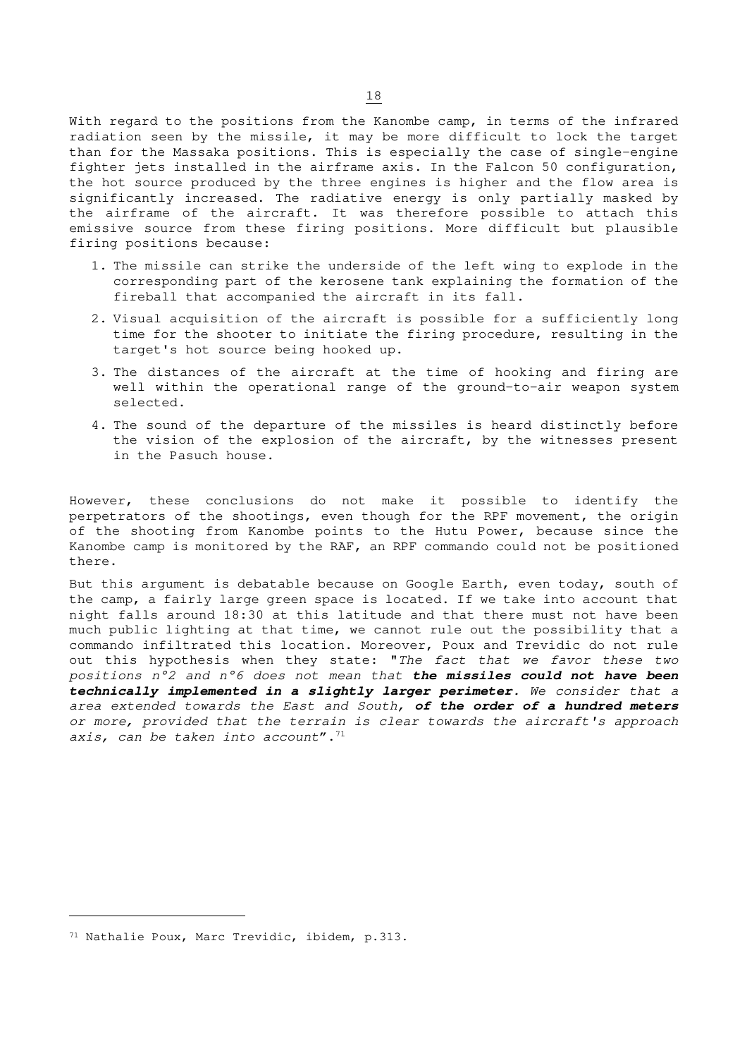With regard to the positions from the Kanombe camp, in terms of the infrared radiation seen by the missile, it may be more difficult to lock the target than for the Massaka positions. This is especially the case of single-engine fighter jets installed in the airframe axis. In the Falcon 50 configuration, the hot source produced by the three engines is higher and the flow area is significantly increased. The radiative energy is only partially masked by the airframe of the aircraft. It was therefore possible to attach this emissive source from these firing positions. More difficult but plausible firing positions because:

1. The missile can strike the underside of the left wing to explode in the corresponding part of the kerosene tank explaining the formation of the fireball that accompanied the aircraft in its fall.
2. Visual acquisition of the aircraft is possible for a sufficiently long time for the shooter to initiate the firing procedure, resulting in the target's hot source being hooked up.
3. The distances of the aircraft at the time of hooking and firing are well within the operational range of the ground-to-air weapon system selected.
4. The sound of the departure of the missiles is heard distinctly before the vision of the explosion of the aircraft, by the witnesses present in the Pasuch house.

However, these conclusions do not make it possible to identify the perpetrators of the shootings, even though for the RPF movement, the origin of the shooting from Kanombe points to the Hutu Power, because since the Kanombe camp is monitored by the RAF, an RPF commando could not be positioned there.

But this argument is debatable because on Google Earth, even today, south of the camp, a fairly large green space is located. If we take into account that night falls around 18:30 at this latitude and that there must not have been much public lighting at that time, we cannot rule out the possibility that a commando infiltrated this location. Moreover, Poux and Trevidic do not rule out this hypothesis when they state: "*The fact that we favor these two positions n°2 and n°6 does not mean that* ***the missiles could not have been technically implemented in a slightly larger perimeter****. We consider that a area extended towards the East and South,* ***of the order of a hundred meters*** *or more, provided that the terrain is clear towards the aircraft's approach axis, can be taken into account*".[71]

[71] Nathalie Poux, Marc Trevidic, ibidem, p.313.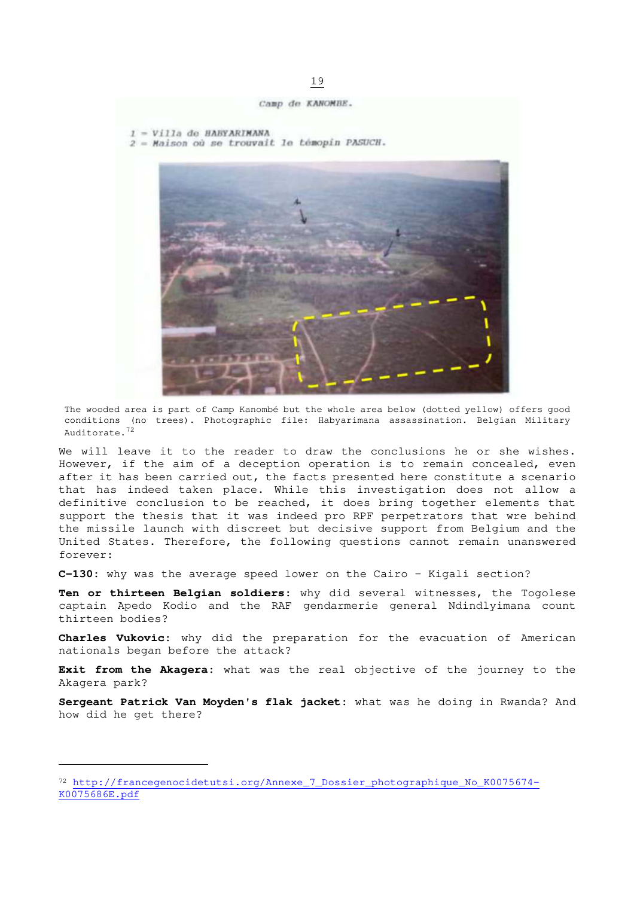Camp de KANOMBE.

1 – Villa de HABYARIMANA
2 – Maison où se trouvait le témoin PASUCH.

The wooded area is part of Camp Kanombé but the whole area below (dotted yellow) offers good conditions (no trees). Photographic file: Habyarimana assassination. Belgian Military Auditorate.[72]

We will leave it to the reader to draw the conclusions he or she wishes. However, if the aim of a deception operation is to remain concealed, even after it has been carried out, the facts presented here constitute a scenario that has indeed taken place. While this investigation does not allow a definitive conclusion to be reached, it does bring together elements that support the thesis that it was indeed pro RPF perpetrators that wre behind the missile launch with discreet but decisive support from Belgium and the United States. Therefore, the following questions cannot remain unanswered forever:

**C-130**: why was the average speed lower on the Cairo – Kigali section?

**Ten or thirteen Belgian soldiers**: why did several witnesses, the Togolese captain Apedo Kodio and the RAF gendarmerie general Ndindlyimana count thirteen bodies?

**Charles Vukovic**: why did the preparation for the evacuation of American nationals began before the attack?

**Exit from the Akagera**: what was the real objective of the journey to the Akagera park?

**Sergeant Patrick Van Moyden's flak jacket**: what was he doing in Rwanda? And how did he get there?

---

[72] http://francegenocidetutsi.org/Annexe_7_Dossier_photographique_No_K0075674-K0075686E.pdf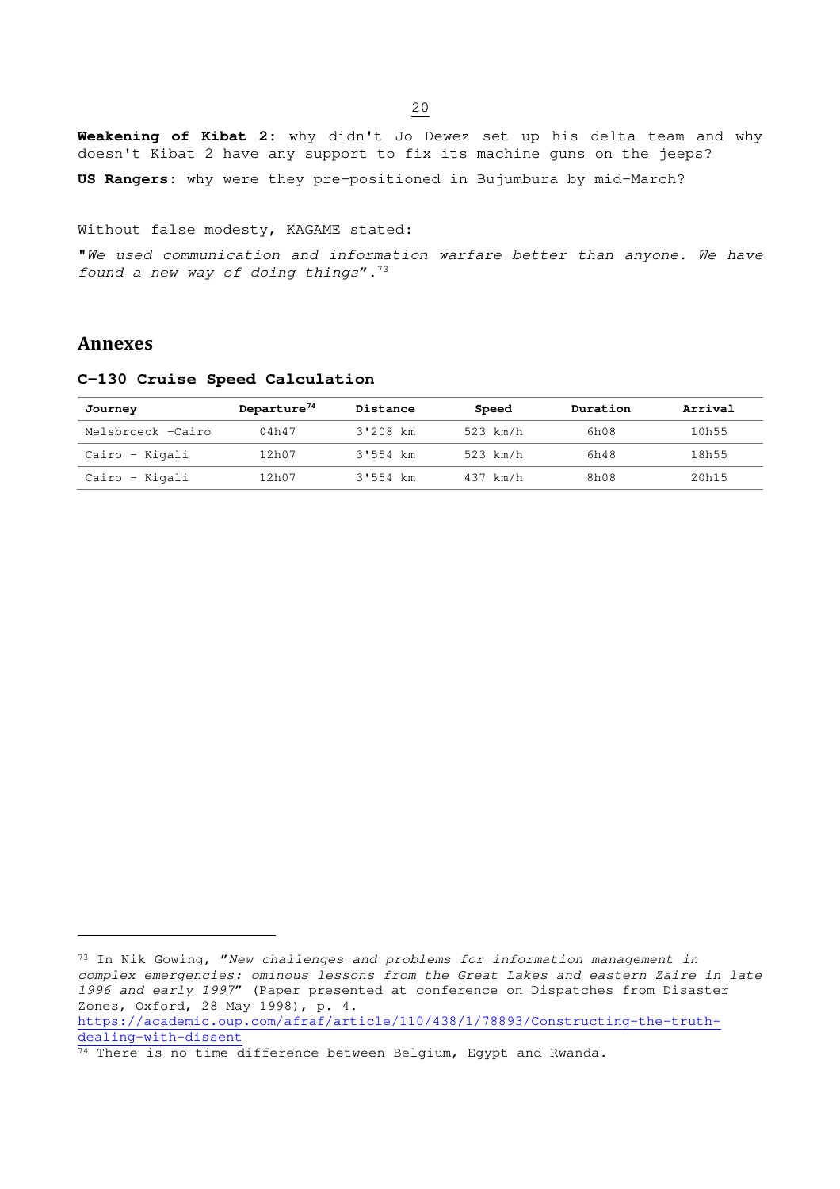**Weakening of Kibat 2**: why didn't Jo Dewez set up his delta team and why doesn't Kibat 2 have any support to fix its machine guns on the jeeps?

**US Rangers**: why were they pre-positioned in Bujumbura by mid-March?

Without false modesty, KAGAME stated:

"*We used communication and information warfare better than anyone. We have found a new way of doing things*".[73]

## Annexes

### C-130 Cruise Speed Calculation

| Journey | Departure[74] | Distance | Speed | Duration | Arrival |
|---|---|---|---|---|---|
| Melsbroeck -Cairo | 04h47 | 3'208 km | 523 km/h | 6h08 | 10h55 |
| Cairo - Kigali | 12h07 | 3'554 km | 523 km/h | 6h48 | 18h55 |
| Cairo - Kigali | 12h07 | 3'554 km | 437 km/h | 8h08 | 20h15 |

---

[73] In Nik Gowing, "*New challenges and problems for information management in complex emergencies: ominous lessons from the Great Lakes and eastern Zaire in late 1996 and early 1997*" (Paper presented at conference on Dispatches from Disaster Zones, Oxford, 28 May 1998), p. 4. https://academic.oup.com/afraf/article/110/438/1/78893/Constructing-the-truth-dealing-with-dissent

[74] There is no time difference between Belgium, Egypt and Rwanda.